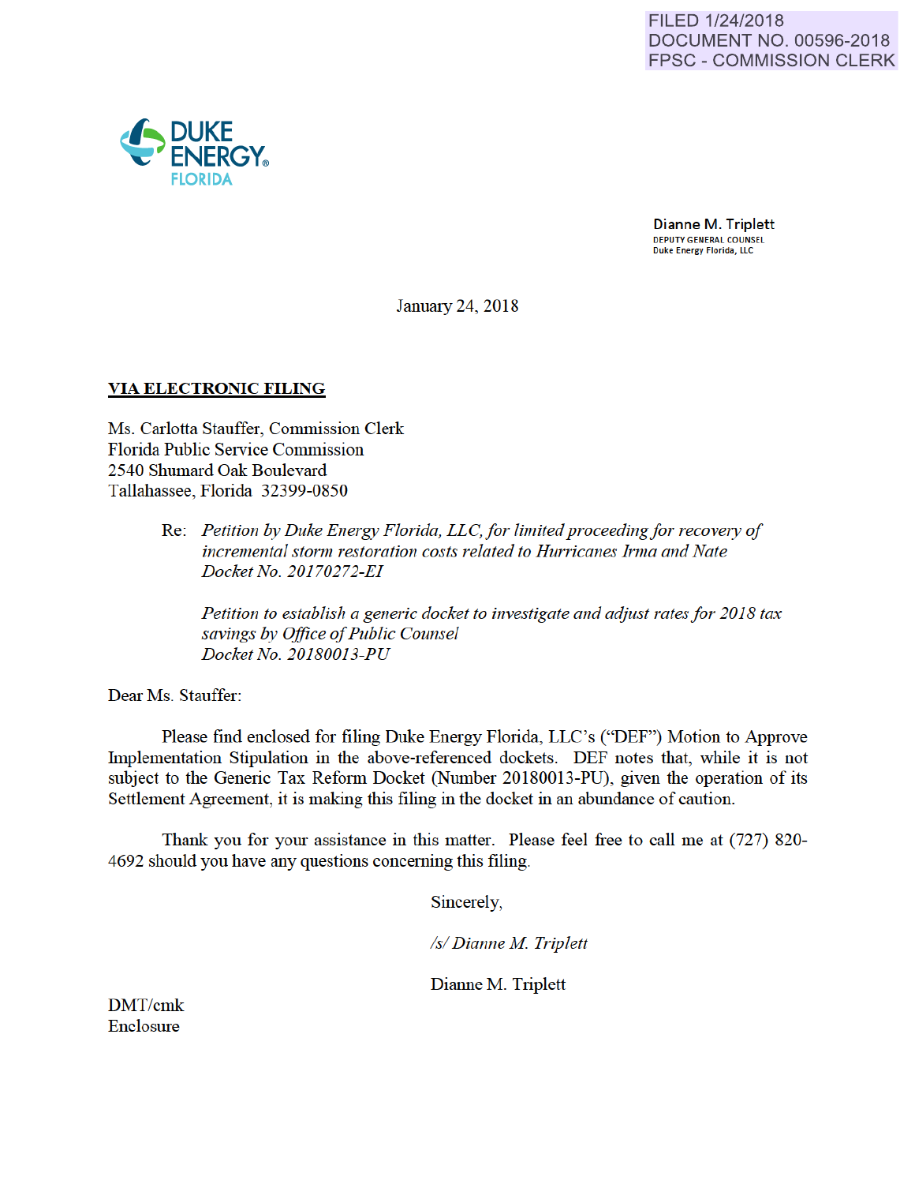FILED 1/24/2018
DOCUMENT NO. 00596-2018
FPSC - COMMISSION CLERK

DUKE ENERGY.
FLORIDA

**Dianne M. Triplett**
DEPUTY GENERAL COUNSEL
Duke Energy Florida, LLC

January 24, 2018

**VIA ELECTRONIC FILING**

Ms. Carlotta Stauffer, Commission Clerk
Florida Public Service Commission
2540 Shumard Oak Boulevard
Tallahassee, Florida 32399-0850

Re: *Petition by Duke Energy Florida, LLC, for limited proceeding for recovery of incremental storm restoration costs related to Hurricanes Irma and Nate*
*Docket No. 20170272-EI*

*Petition to establish a generic docket to investigate and adjust rates for 2018 tax savings by Office of Public Counsel*
*Docket No. 20180013-PU*

Dear Ms. Stauffer:

Please find enclosed for filing Duke Energy Florida, LLC's ("DEF") Motion to Approve Implementation Stipulation in the above-referenced dockets. DEF notes that, while it is not subject to the Generic Tax Reform Docket (Number 20180013-PU), given the operation of its Settlement Agreement, it is making this filing in the docket in an abundance of caution.

Thank you for your assistance in this matter. Please feel free to call me at (727) 820-4692 should you have any questions concerning this filing.

Sincerely,

*/s/ Dianne M. Triplett*

Dianne M. Triplett

DMT/cmk
Enclosure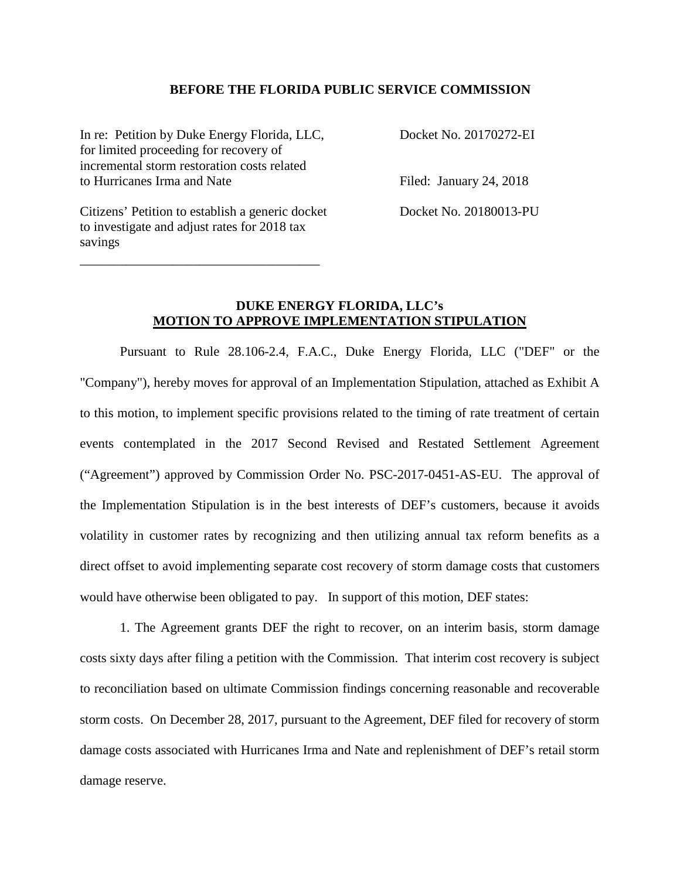**BEFORE THE FLORIDA PUBLIC SERVICE COMMISSION**

| | |
|---|---|
| In re: Petition by Duke Energy Florida, LLC, for limited proceeding for recovery of incremental storm restoration costs related to Hurricanes Irma and Nate | Docket No. 20170272-EI<br><br>Filed: January 24, 2018 |
| Citizens' Petition to establish a generic docket to investigate and adjust rates for 2018 tax savings | Docket No. 20180013-PU |

## DUKE ENERGY FLORIDA, LLC's MOTION TO APPROVE IMPLEMENTATION STIPULATION

Pursuant to Rule 28.106-2.4, F.A.C., Duke Energy Florida, LLC ("DEF" or the "Company"), hereby moves for approval of an Implementation Stipulation, attached as Exhibit A to this motion, to implement specific provisions related to the timing of rate treatment of certain events contemplated in the 2017 Second Revised and Restated Settlement Agreement ("Agreement") approved by Commission Order No. PSC-2017-0451-AS-EU. The approval of the Implementation Stipulation is in the best interests of DEF's customers, because it avoids volatility in customer rates by recognizing and then utilizing annual tax reform benefits as a direct offset to avoid implementing separate cost recovery of storm damage costs that customers would have otherwise been obligated to pay. In support of this motion, DEF states:

1. The Agreement grants DEF the right to recover, on an interim basis, storm damage costs sixty days after filing a petition with the Commission. That interim cost recovery is subject to reconciliation based on ultimate Commission findings concerning reasonable and recoverable storm costs. On December 28, 2017, pursuant to the Agreement, DEF filed for recovery of storm damage costs associated with Hurricanes Irma and Nate and replenishment of DEF's retail storm damage reserve.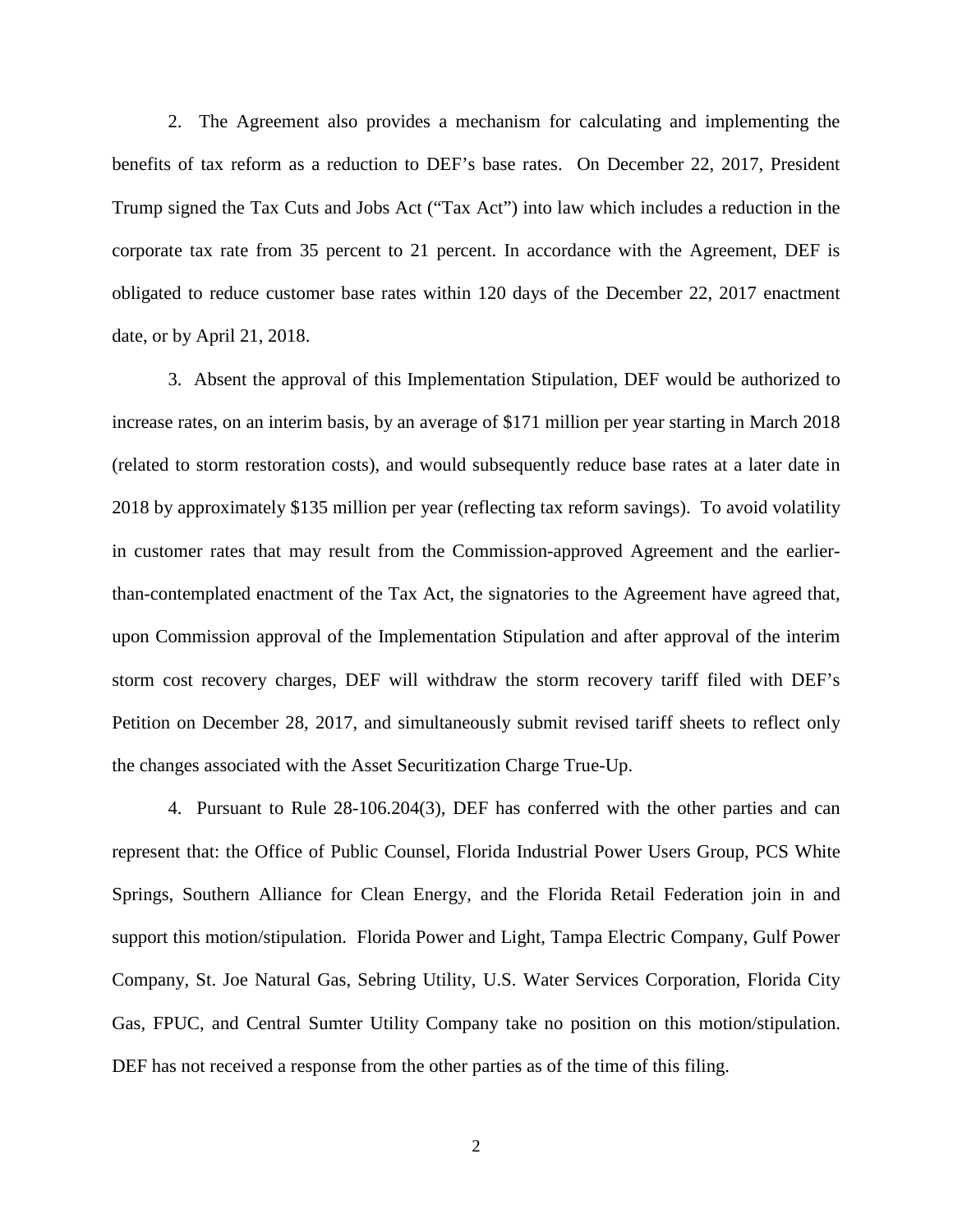2. The Agreement also provides a mechanism for calculating and implementing the benefits of tax reform as a reduction to DEF's base rates. On December 22, 2017, President Trump signed the Tax Cuts and Jobs Act ("Tax Act") into law which includes a reduction in the corporate tax rate from 35 percent to 21 percent. In accordance with the Agreement, DEF is obligated to reduce customer base rates within 120 days of the December 22, 2017 enactment date, or by April 21, 2018.

3. Absent the approval of this Implementation Stipulation, DEF would be authorized to increase rates, on an interim basis, by an average of $171 million per year starting in March 2018 (related to storm restoration costs), and would subsequently reduce base rates at a later date in 2018 by approximately $135 million per year (reflecting tax reform savings). To avoid volatility in customer rates that may result from the Commission-approved Agreement and the earlier-than-contemplated enactment of the Tax Act, the signatories to the Agreement have agreed that, upon Commission approval of the Implementation Stipulation and after approval of the interim storm cost recovery charges, DEF will withdraw the storm recovery tariff filed with DEF's Petition on December 28, 2017, and simultaneously submit revised tariff sheets to reflect only the changes associated with the Asset Securitization Charge True-Up.

4. Pursuant to Rule 28-106.204(3), DEF has conferred with the other parties and can represent that: the Office of Public Counsel, Florida Industrial Power Users Group, PCS White Springs, Southern Alliance for Clean Energy, and the Florida Retail Federation join in and support this motion/stipulation. Florida Power and Light, Tampa Electric Company, Gulf Power Company, St. Joe Natural Gas, Sebring Utility, U.S. Water Services Corporation, Florida City Gas, FPUC, and Central Sumter Utility Company take no position on this motion/stipulation. DEF has not received a response from the other parties as of the time of this filing.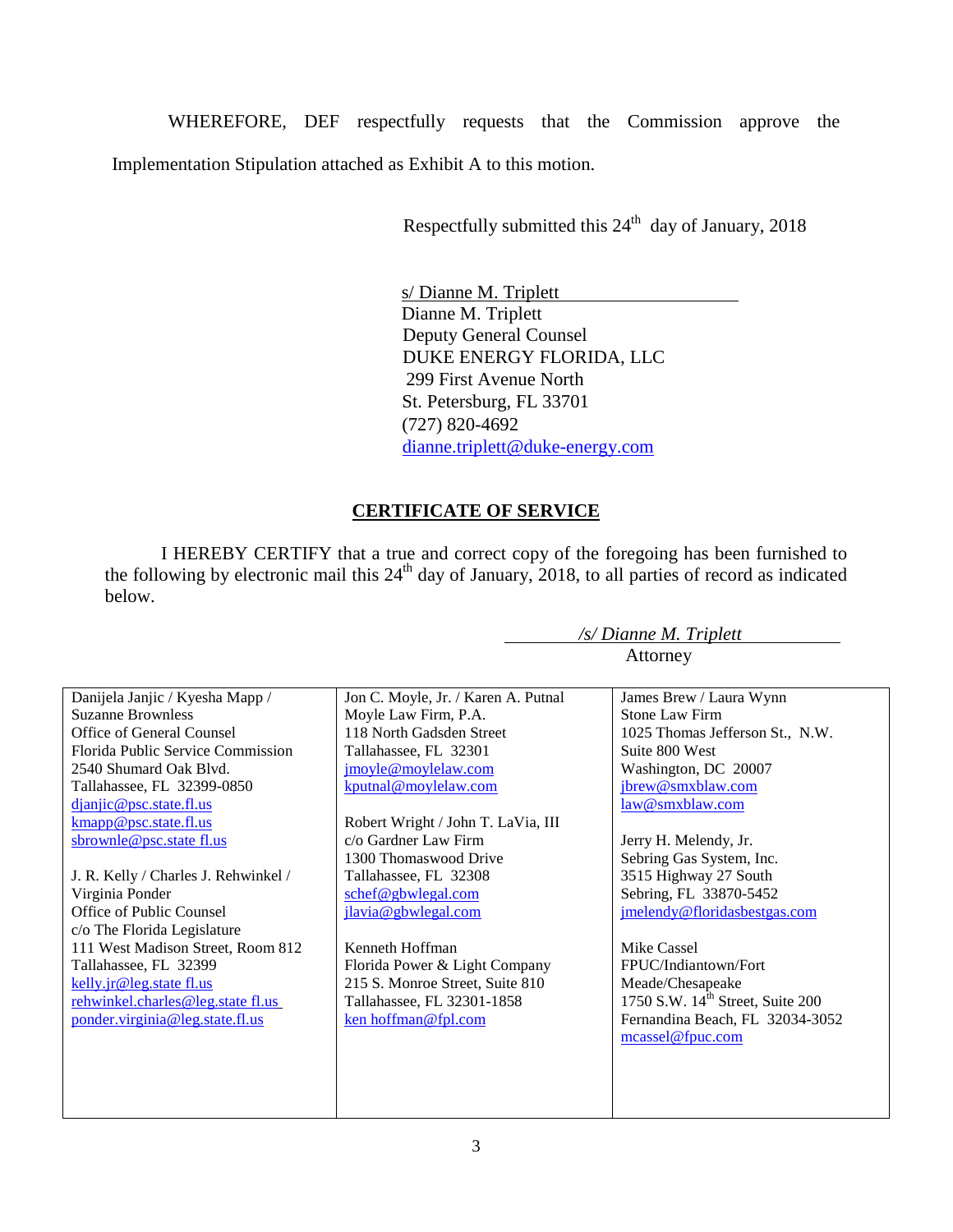WHEREFORE, DEF respectfully requests that the Commission approve the Implementation Stipulation attached as Exhibit A to this motion.

Respectfully submitted this 24th day of January, 2018

s/ Dianne M. Triplett
Dianne M. Triplett
Deputy General Counsel
DUKE ENERGY FLORIDA, LLC
299 First Avenue North
St. Petersburg, FL 33701
(727) 820-4692
dianne.triplett@duke-energy.com

## CERTIFICATE OF SERVICE

I HEREBY CERTIFY that a true and correct copy of the foregoing has been furnished to the following by electronic mail this 24th day of January, 2018, to all parties of record as indicated below.

*/s/ Dianne M. Triplett*
Attorney

| | | |
|---|---|---|
| Danijela Janjic / Kyesha Mapp / Suzanne Brownless<br>Office of General Counsel<br>Florida Public Service Commission<br>2540 Shumard Oak Blvd.<br>Tallahassee, FL 32399-0850<br>djanjic@psc.state.fl.us<br>kmapp@psc.state.fl.us<br>sbrownle@psc.state fl.us<br><br>J. R. Kelly / Charles J. Rehwinkel / Virginia Ponder<br>Office of Public Counsel<br>c/o The Florida Legislature<br>111 West Madison Street, Room 812<br>Tallahassee, FL 32399<br>kelly.jr@leg.state fl.us<br>rehwinkel.charles@leg.state fl.us<br>ponder.virginia@leg.state.fl.us | Jon C. Moyle, Jr. / Karen A. Putnal<br>Moyle Law Firm, P.A.<br>118 North Gadsden Street<br>Tallahassee, FL 32301<br>jmoyle@moylelaw.com<br>kputnal@moylelaw.com<br><br>Robert Wright / John T. LaVia, III<br>c/o Gardner Law Firm<br>1300 Thomaswood Drive<br>Tallahassee, FL 32308<br>schef@gbwlegal.com<br>jlavia@gbwlegal.com<br><br>Kenneth Hoffman<br>Florida Power & Light Company<br>215 S. Monroe Street, Suite 810<br>Tallahassee, FL 32301-1858<br>ken hoffman@fpl.com | James Brew / Laura Wynn<br>Stone Law Firm<br>1025 Thomas Jefferson St., N.W.<br>Suite 800 West<br>Washington, DC 20007<br>jbrew@smxblaw.com<br>law@smxblaw.com<br><br>Jerry H. Melendy, Jr.<br>Sebring Gas System, Inc.<br>3515 Highway 27 South<br>Sebring, FL 33870-5452<br>jmelendy@floridasbestgas.com<br><br>Mike Cassel<br>FPUC/Indiantown/Fort Meade/Chesapeake<br>1750 S.W. 14th Street, Suite 200<br>Fernandina Beach, FL 32034-3052<br>mcassel@fpuc.com |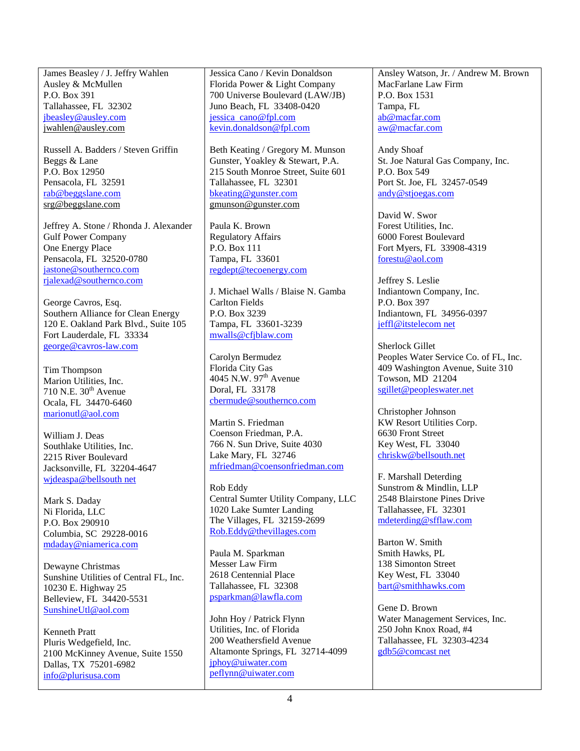James Beasley / J. Jeffry Wahlen
Ausley & McMullen
P.O. Box 391
Tallahassee, FL 32302
jbeasley@ausley.com
jwahlen@ausley.com

Russell A. Badders / Steven Griffin
Beggs & Lane
P.O. Box 12950
Pensacola, FL 32591
rab@beggslane.com
srg@beggslane.com

Jeffrey A. Stone / Rhonda J. Alexander
Gulf Power Company
One Energy Place
Pensacola, FL 32520-0780
jastone@southernco.com
rjalexad@southernco.com

George Cavros, Esq.
Southern Alliance for Clean Energy
120 E. Oakland Park Blvd., Suite 105
Fort Lauderdale, FL 33334
george@cavros-law.com

Tim Thompson
Marion Utilities, Inc.
710 N.E. 30th Avenue
Ocala, FL 34470-6460
marionutl@aol.com

William J. Deas
Southlake Utilities, Inc.
2215 River Boulevard
Jacksonville, FL 32204-4647
wjdeaspa@bellsouth net

Mark S. Daday
Ni Florida, LLC
P.O. Box 290910
Columbia, SC 29228-0016
mdaday@niamerica.com

Dewayne Christmas
Sunshine Utilities of Central FL, Inc.
10230 E. Highway 25
Belleview, FL 34420-5531
SunshineUtl@aol.com

Kenneth Pratt
Pluris Wedgefield, Inc.
2100 McKinney Avenue, Suite 1550
Dallas, TX 75201-6982
info@plurisusa.com

Jessica Cano / Kevin Donaldson
Florida Power & Light Company
700 Universe Boulevard (LAW/JB)
Juno Beach, FL 33408-0420
jessica_cano@fpl.com
kevin.donaldson@fpl.com

Beth Keating / Gregory M. Munson
Gunster, Yoakley & Stewart, P.A.
215 South Monroe Street, Suite 601
Tallahassee, FL 32301
bkeating@gunster.com
gmunson@gunster.com

Paula K. Brown
Regulatory Affairs
P.O. Box 111
Tampa, FL 33601
regdept@tecoenergy.com

J. Michael Walls / Blaise N. Gamba
Carlton Fields
P.O. Box 3239
Tampa, FL 33601-3239
mwalls@cfjblaw.com

Carolyn Bermudez
Florida City Gas
4045 N.W. 97th Avenue
Doral, FL 33178
cbermude@southernco.com

Martin S. Friedman
Coenson Friedman, P.A.
766 N. Sun Drive, Suite 4030
Lake Mary, FL 32746
mfriedman@coensonfriedman.com

Rob Eddy
Central Sumter Utility Company, LLC
1020 Lake Sumter Landing
The Villages, FL 32159-2699
Rob.Eddy@thevillages.com

Paula M. Sparkman
Messer Law Firm
2618 Centennial Place
Tallahassee, FL 32308
psparkman@lawfla.com

John Hoy / Patrick Flynn
Utilities, Inc. of Florida
200 Weathersfield Avenue
Altamonte Springs, FL 32714-4099
jphoy@uiwater.com
peflynn@uiwater.com

Ansley Watson, Jr. / Andrew M. Brown
MacFarlane Law Firm
P.O. Box 1531
Tampa, FL
ab@macfar.com
aw@macfar.com

Andy Shoaf
St. Joe Natural Gas Company, Inc.
P.O. Box 549
Port St. Joe, FL 32457-0549
andy@stjoegas.com

David W. Swor
Forest Utilities, Inc.
6000 Forest Boulevard
Fort Myers, FL 33908-4319
forestu@aol.com

Jeffrey S. Leslie
Indiantown Company, Inc.
P.O. Box 397
Indiantown, FL 34956-0397
jeffl@itstelecom net

Sherlock Gillet
Peoples Water Service Co. of FL, Inc.
409 Washington Avenue, Suite 310
Towson, MD 21204
sgillet@peopleswater.net

Christopher Johnson
KW Resort Utilities Corp.
6630 Front Street
Key West, FL 33040
chriskw@bellsouth.net

F. Marshall Deterding
Sunstrom & Mindlin, LLP
2548 Blairstone Pines Drive
Tallahassee, FL 32301
mdeterding@sfflaw.com

Barton W. Smith
Smith Hawks, PL
138 Simonton Street
Key West, FL 33040
bart@smithhawks.com

Gene D. Brown
Water Management Services, Inc.
250 John Knox Road, #4
Tallahassee, FL 32303-4234
gdb5@comcast net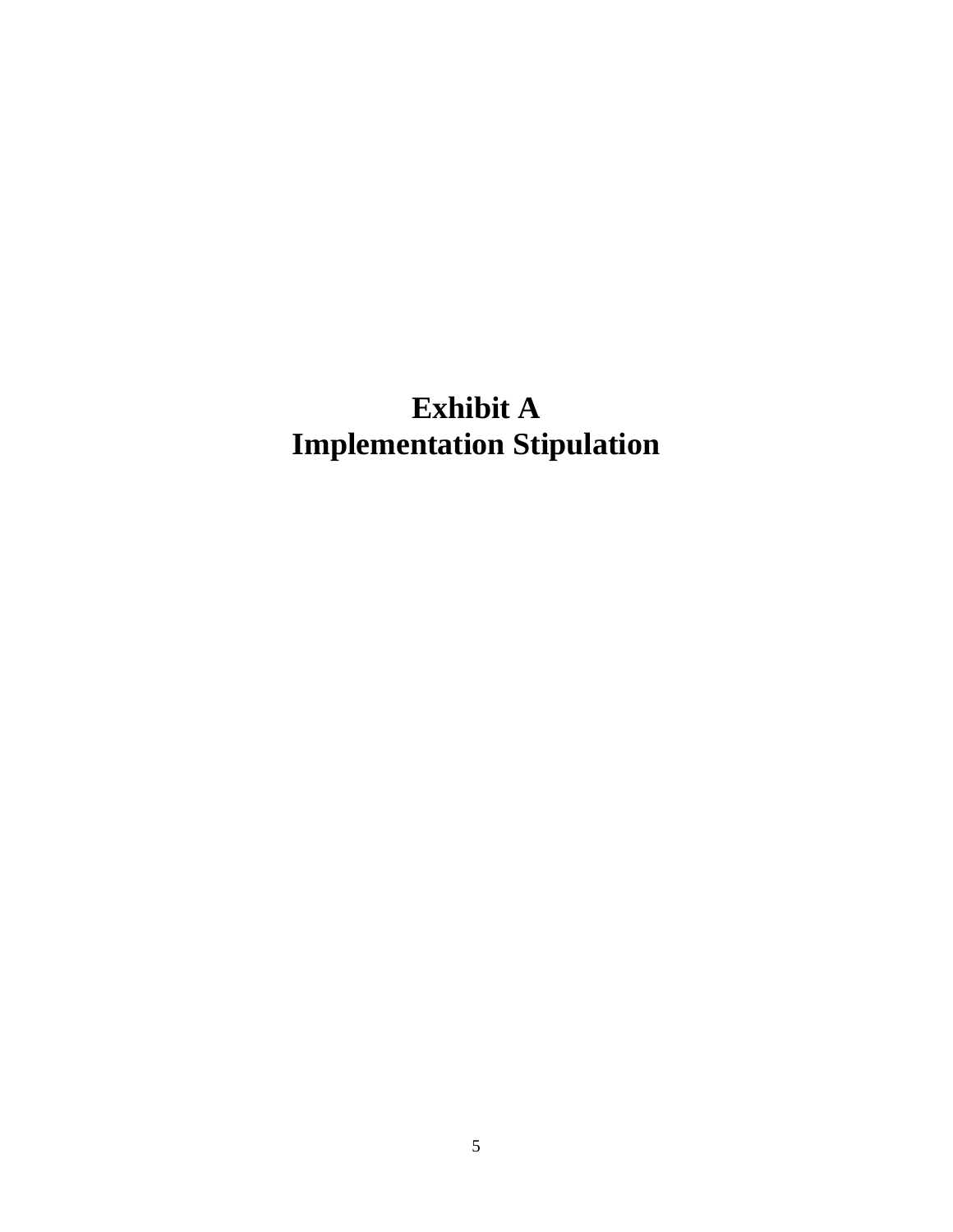# Exhibit A
# Implementation Stipulation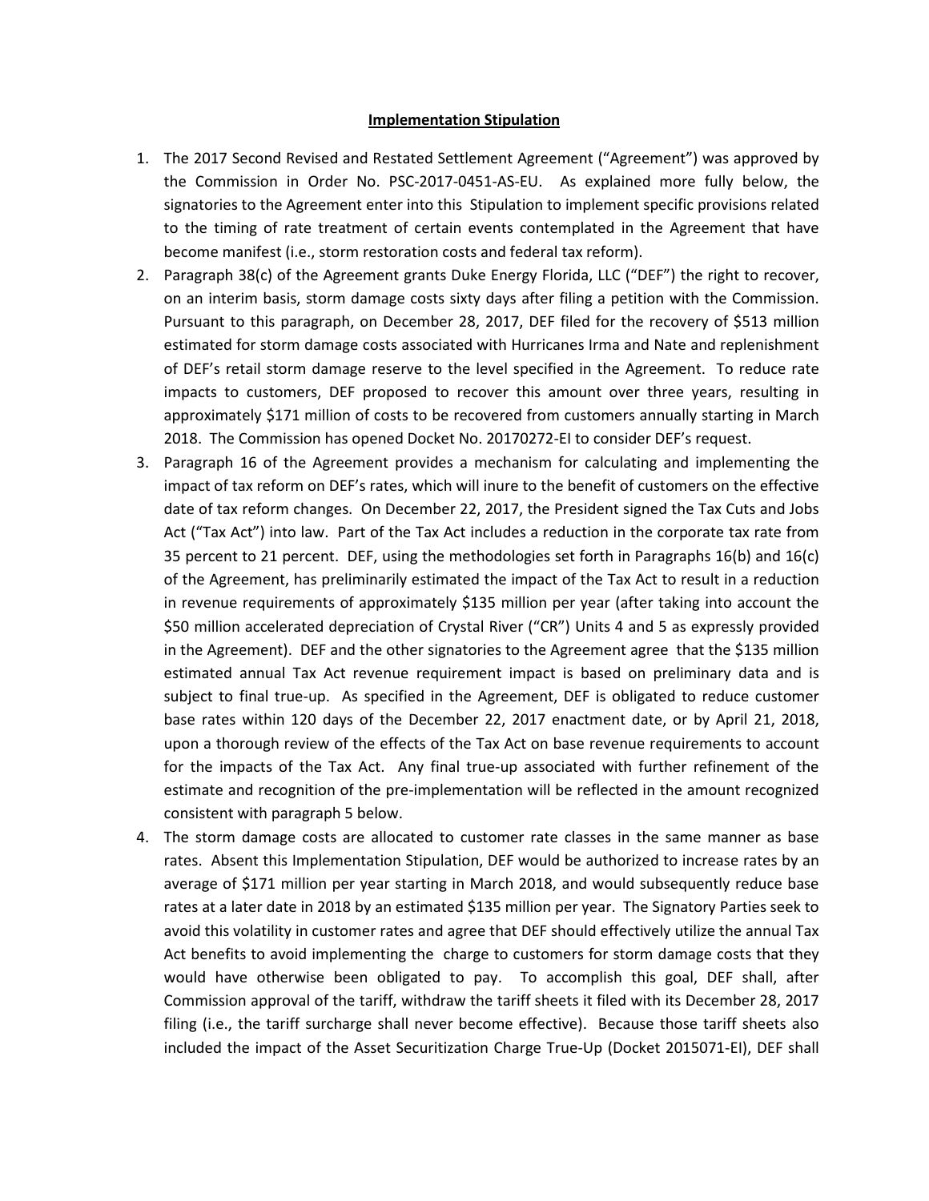**Implementation Stipulation**

1. The 2017 Second Revised and Restated Settlement Agreement ("Agreement") was approved by the Commission in Order No. PSC-2017-0451-AS-EU. As explained more fully below, the signatories to the Agreement enter into this Stipulation to implement specific provisions related to the timing of rate treatment of certain events contemplated in the Agreement that have become manifest (i.e., storm restoration costs and federal tax reform).
2. Paragraph 38(c) of the Agreement grants Duke Energy Florida, LLC ("DEF") the right to recover, on an interim basis, storm damage costs sixty days after filing a petition with the Commission. Pursuant to this paragraph, on December 28, 2017, DEF filed for the recovery of $513 million estimated for storm damage costs associated with Hurricanes Irma and Nate and replenishment of DEF's retail storm damage reserve to the level specified in the Agreement. To reduce rate impacts to customers, DEF proposed to recover this amount over three years, resulting in approximately $171 million of costs to be recovered from customers annually starting in March 2018. The Commission has opened Docket No. 20170272-EI to consider DEF's request.
3. Paragraph 16 of the Agreement provides a mechanism for calculating and implementing the impact of tax reform on DEF's rates, which will inure to the benefit of customers on the effective date of tax reform changes. On December 22, 2017, the President signed the Tax Cuts and Jobs Act ("Tax Act") into law. Part of the Tax Act includes a reduction in the corporate tax rate from 35 percent to 21 percent. DEF, using the methodologies set forth in Paragraphs 16(b) and 16(c) of the Agreement, has preliminarily estimated the impact of the Tax Act to result in a reduction in revenue requirements of approximately $135 million per year (after taking into account the $50 million accelerated depreciation of Crystal River ("CR") Units 4 and 5 as expressly provided in the Agreement). DEF and the other signatories to the Agreement agree that the $135 million estimated annual Tax Act revenue requirement impact is based on preliminary data and is subject to final true-up. As specified in the Agreement, DEF is obligated to reduce customer base rates within 120 days of the December 22, 2017 enactment date, or by April 21, 2018, upon a thorough review of the effects of the Tax Act on base revenue requirements to account for the impacts of the Tax Act. Any final true-up associated with further refinement of the estimate and recognition of the pre-implementation will be reflected in the amount recognized consistent with paragraph 5 below.
4. The storm damage costs are allocated to customer rate classes in the same manner as base rates. Absent this Implementation Stipulation, DEF would be authorized to increase rates by an average of $171 million per year starting in March 2018, and would subsequently reduce base rates at a later date in 2018 by an estimated $135 million per year. The Signatory Parties seek to avoid this volatility in customer rates and agree that DEF should effectively utilize the annual Tax Act benefits to avoid implementing the charge to customers for storm damage costs that they would have otherwise been obligated to pay. To accomplish this goal, DEF shall, after Commission approval of the tariff, withdraw the tariff sheets it filed with its December 28, 2017 filing (i.e., the tariff surcharge shall never become effective). Because those tariff sheets also included the impact of the Asset Securitization Charge True-Up (Docket 2015071-EI), DEF shall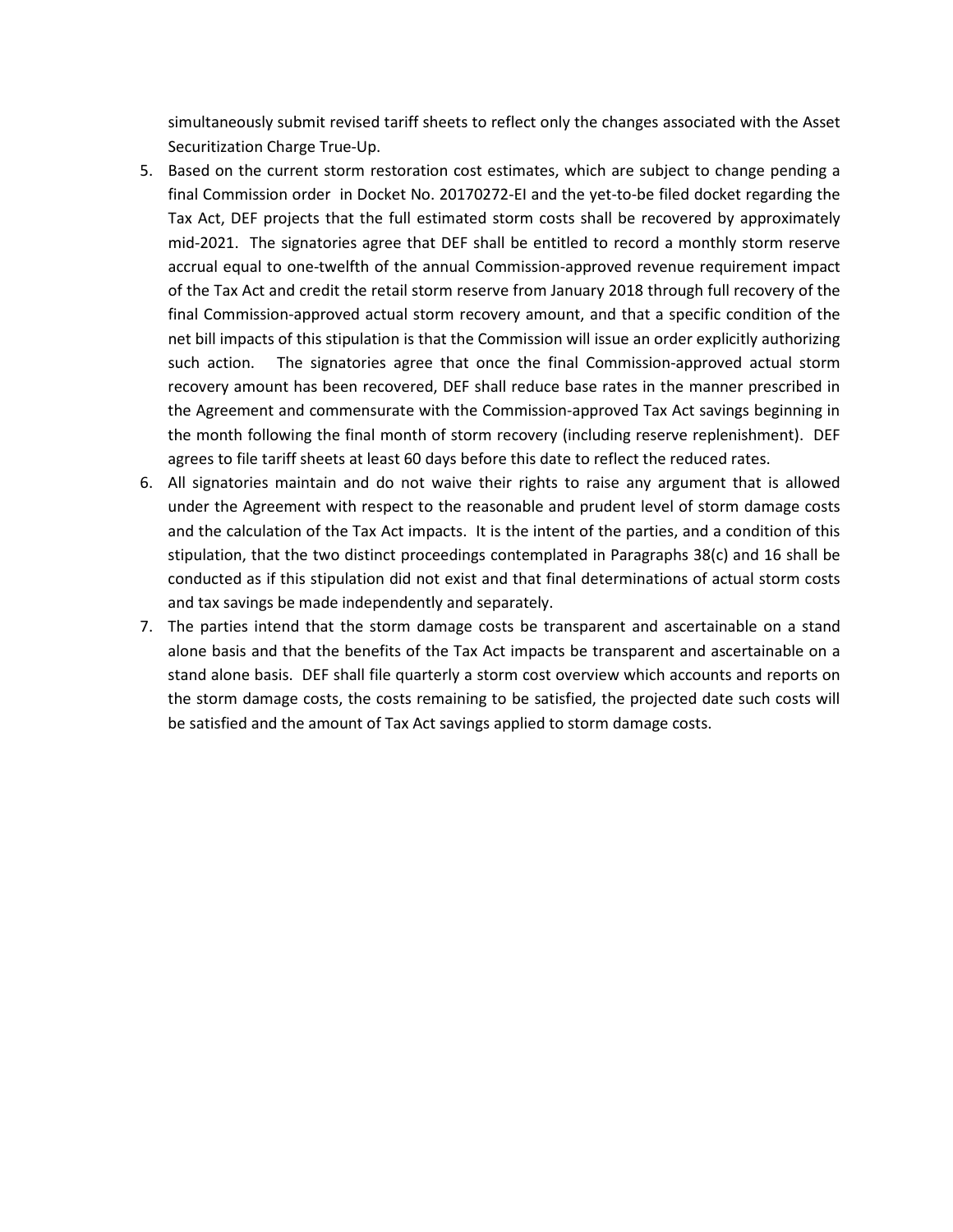simultaneously submit revised tariff sheets to reflect only the changes associated with the Asset Securitization Charge True-Up.

5. Based on the current storm restoration cost estimates, which are subject to change pending a final Commission order in Docket No. 20170272-EI and the yet-to-be filed docket regarding the Tax Act, DEF projects that the full estimated storm costs shall be recovered by approximately mid-2021. The signatories agree that DEF shall be entitled to record a monthly storm reserve accrual equal to one-twelfth of the annual Commission-approved revenue requirement impact of the Tax Act and credit the retail storm reserve from January 2018 through full recovery of the final Commission-approved actual storm recovery amount, and that a specific condition of the net bill impacts of this stipulation is that the Commission will issue an order explicitly authorizing such action. The signatories agree that once the final Commission-approved actual storm recovery amount has been recovered, DEF shall reduce base rates in the manner prescribed in the Agreement and commensurate with the Commission-approved Tax Act savings beginning in the month following the final month of storm recovery (including reserve replenishment). DEF agrees to file tariff sheets at least 60 days before this date to reflect the reduced rates.
6. All signatories maintain and do not waive their rights to raise any argument that is allowed under the Agreement with respect to the reasonable and prudent level of storm damage costs and the calculation of the Tax Act impacts. It is the intent of the parties, and a condition of this stipulation, that the two distinct proceedings contemplated in Paragraphs 38(c) and 16 shall be conducted as if this stipulation did not exist and that final determinations of actual storm costs and tax savings be made independently and separately.
7. The parties intend that the storm damage costs be transparent and ascertainable on a stand alone basis and that the benefits of the Tax Act impacts be transparent and ascertainable on a stand alone basis. DEF shall file quarterly a storm cost overview which accounts and reports on the storm damage costs, the costs remaining to be satisfied, the projected date such costs will be satisfied and the amount of Tax Act savings applied to storm damage costs.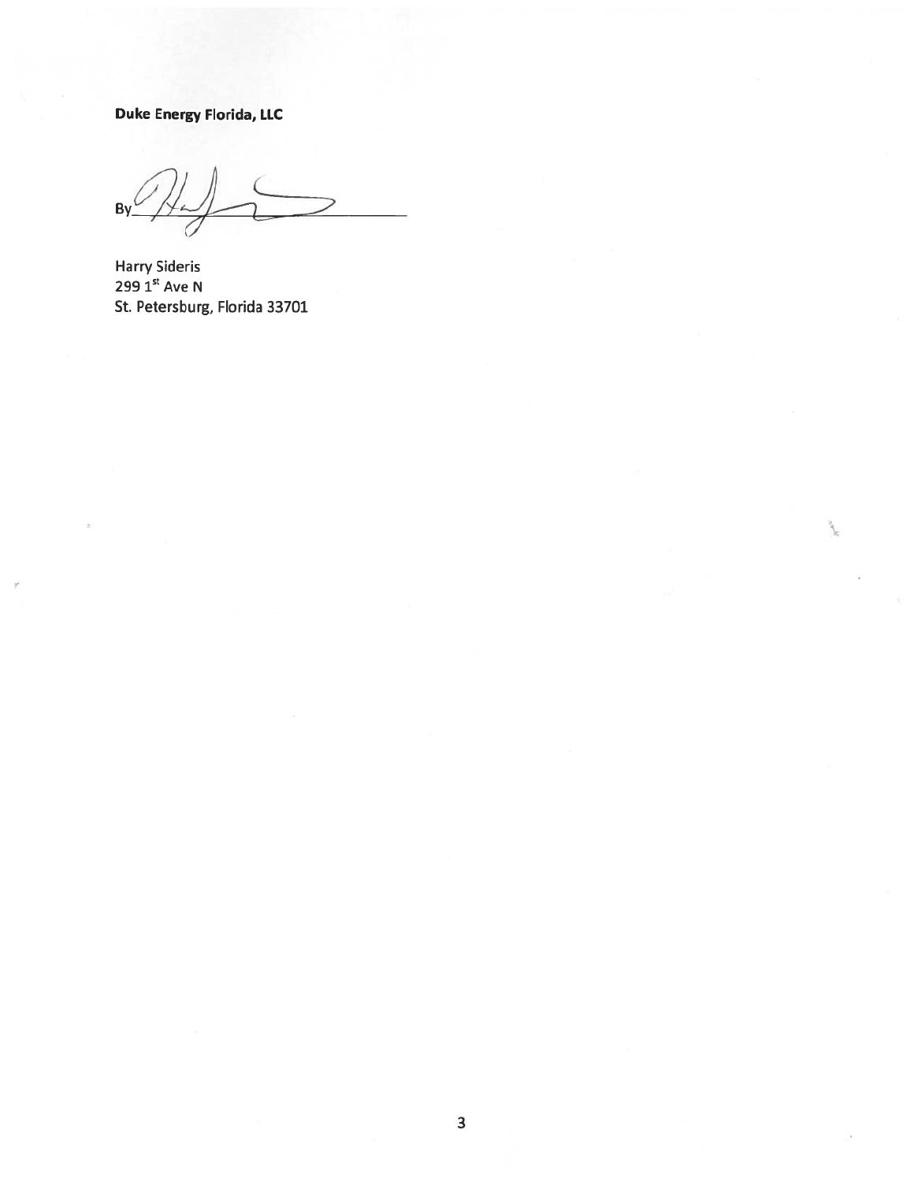**Duke Energy Florida, LLC**

By___________________________

Harry Sideris
299 1st Ave N
St. Petersburg, Florida 33701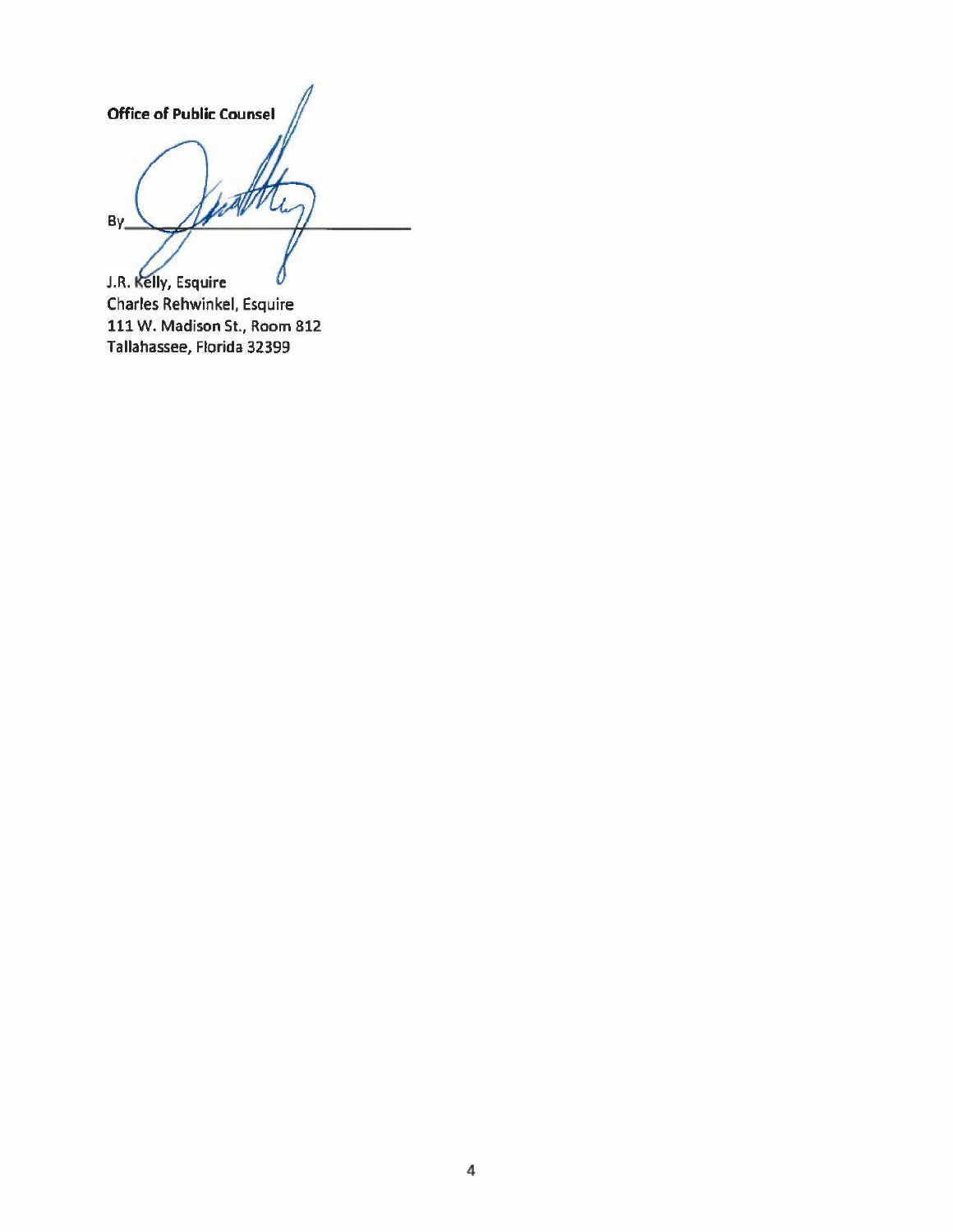**Office of Public Counsel**

By\_\_\_\_\_\_\_\_\_\_\_\_\_\_\_\_\_\_\_\_\_\_\_\_\_\_\_\_

J.R. Kelly, Esquire
Charles Rehwinkel, Esquire
111 W. Madison St., Room 812
Tallahassee, Florida 32399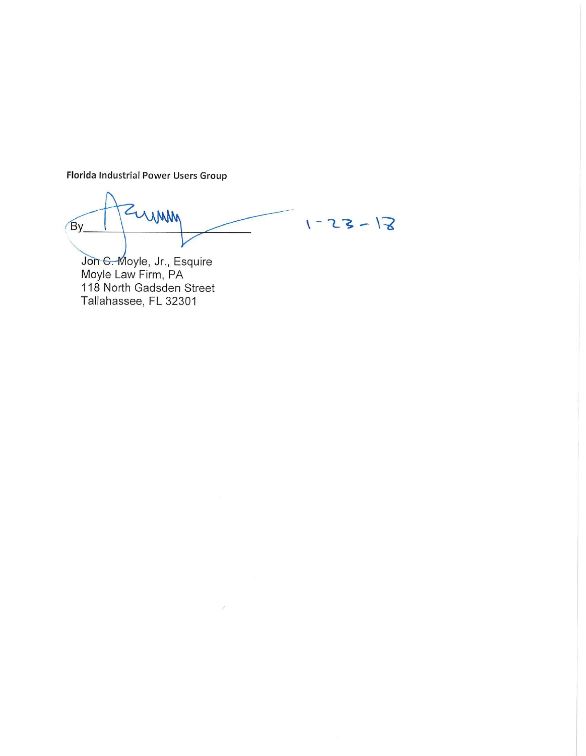**Florida Industrial Power Users Group**

By________________________ 1-23-18

Jon C. Moyle, Jr., Esquire
Moyle Law Firm, PA
118 North Gadsden Street
Tallahassee, FL 32301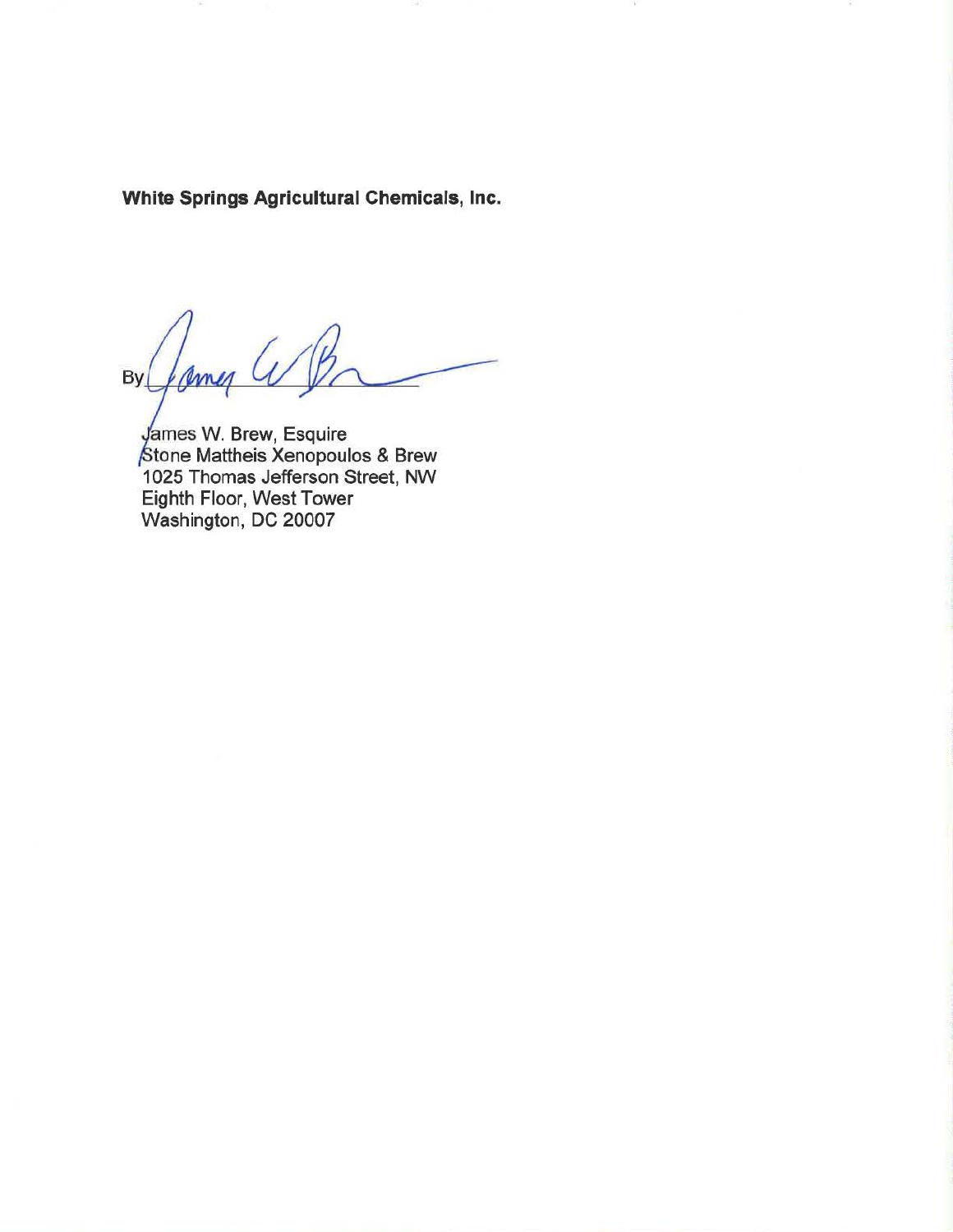**White Springs Agricultural Chemicals, Inc.**

By ______________________

James W. Brew, Esquire
Stone Mattheis Xenopoulos & Brew
1025 Thomas Jefferson Street, NW
Eighth Floor, West Tower
Washington, DC 20007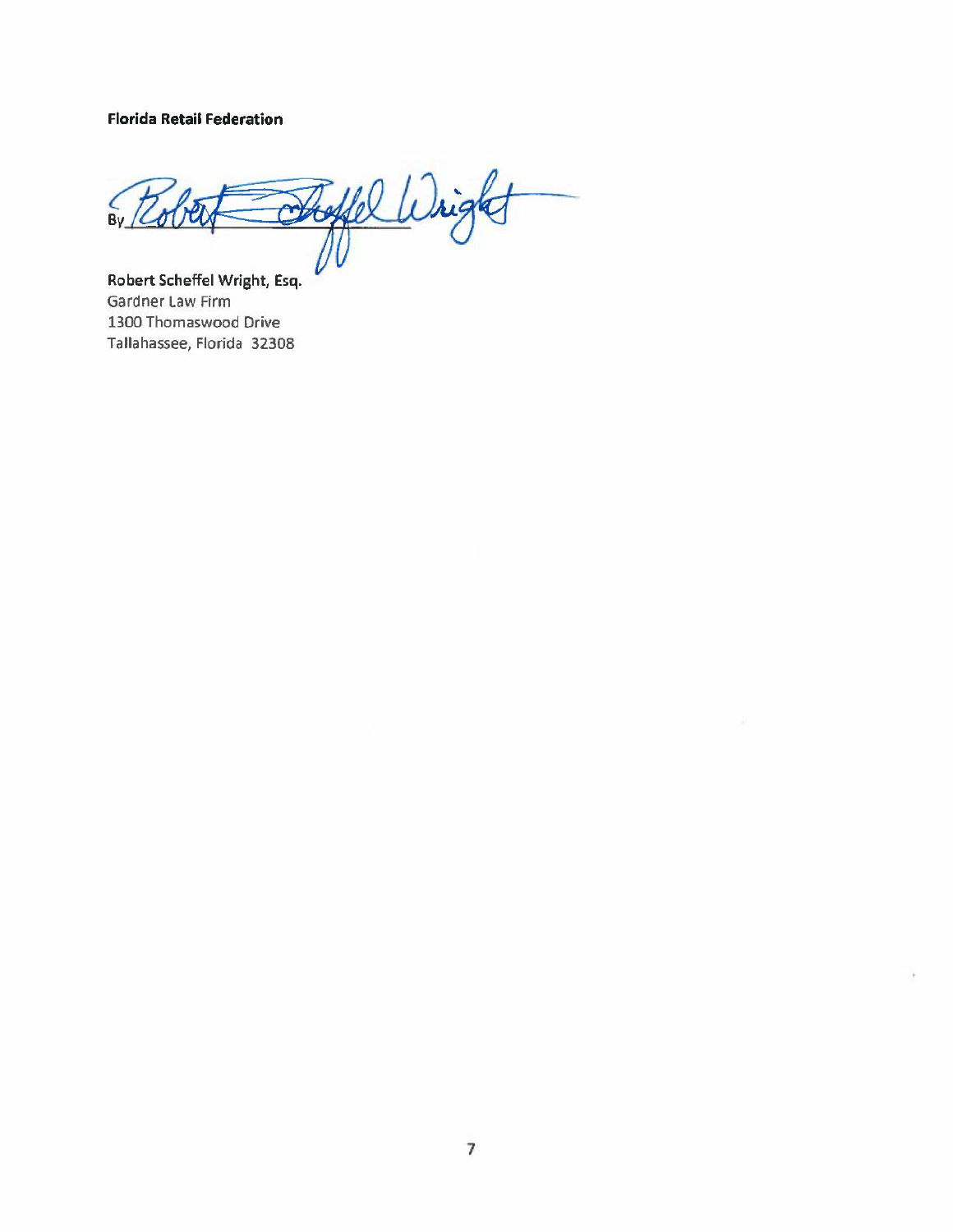**Florida Retail Federation**

By ______________________

**Robert Scheffel Wright, Esq.**
Gardner Law Firm
1300 Thomaswood Drive
Tallahassee, Florida 32308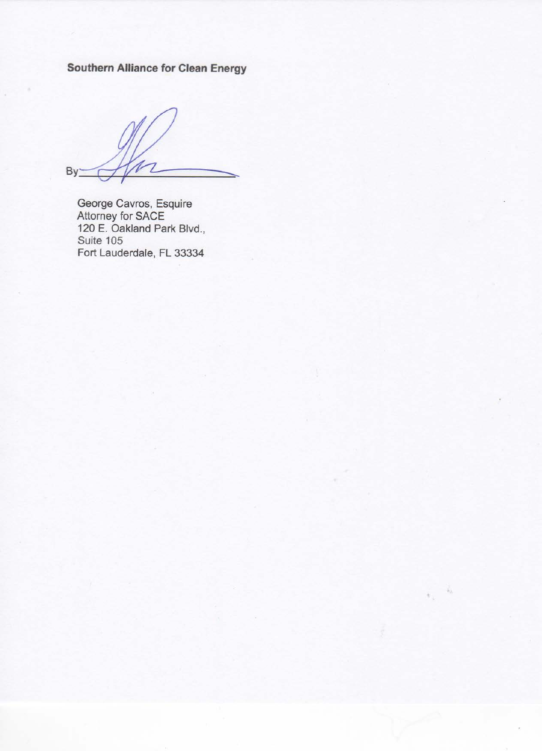**Southern Alliance for Clean Energy**

By\_\_\_\_\_\_\_\_\_\_\_\_\_\_\_\_\_\_\_\_\_\_\_\_\_\_\_\_

George Cavros, Esquire
Attorney for SACE
120 E. Oakland Park Blvd.,
Suite 105
Fort Lauderdale, FL 33334